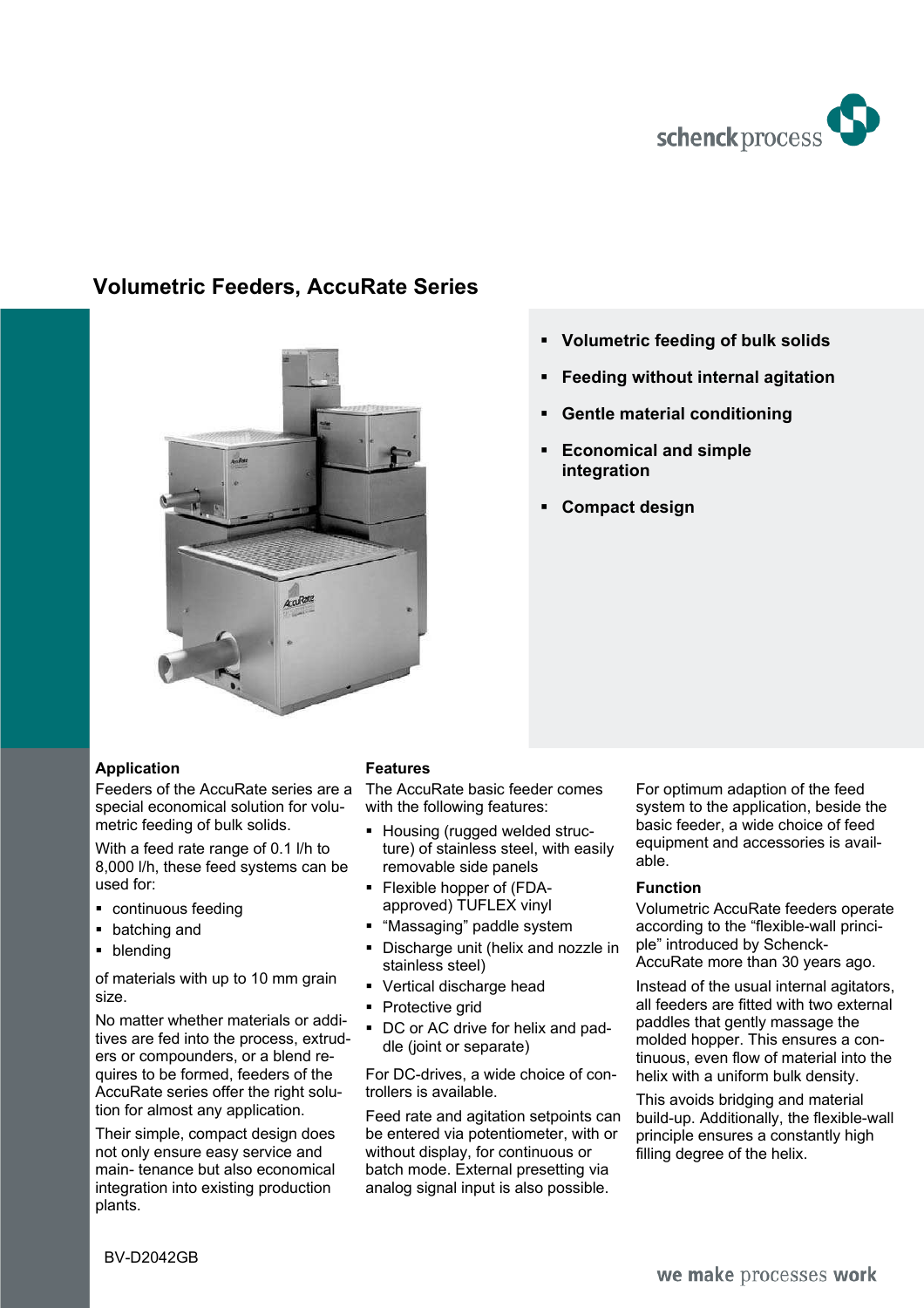# Volumetric Feeders, AccuRate Series

- **Volumetric feeding of bulk solids**
- **Feeding without internal agitation**
- **Gentle material conditioning**
- **Economical and simple integration**
- **Compact design**

## Application

Feeders of the AccuRate series are a special economical solution for volumetric feeding of bulk solids.

With a feed rate range of 0.1 l/h to 8,000 l/h, these feed systems can be used for:

- continuous feeding
- batching and
- blending

of materials with up to 10 mm grain size.

No matter whether materials or additives are fed into the process, extruders or compounders, or a blend requires to be formed, feeders of the AccuRate series offer the right solution for almost any application.

Their simple, compact design does not only ensure easy service and main- tenance but also economical integration into existing production plants.

## Features

The AccuRate basic feeder comes with the following features:

- Housing (rugged welded structure) of stainless steel, with easily removable side panels
- Flexible hopper of (FDA-approved) TUFLEX vinyl
- “Massaging” paddle system
- Discharge unit (helix and nozzle in stainless steel)
- Vertical discharge head
- Protective grid
- DC or AC drive for helix and paddle (joint or separate)

For DC-drives, a wide choice of controllers is available.

Feed rate and agitation setpoints can be entered via potentiometer, with or without display, for continuous or batch mode. External presetting via analog signal input is also possible.

For optimum adaption of the feed system to the application, beside the basic feeder, a wide choice of feed equipment and accessories is available.

## Function

Volumetric AccuRate feeders operate according to the “flexible-wall principle” introduced by Schenck-AccuRate more than 30 years ago.

Instead of the usual internal agitators, all feeders are fitted with two external paddles that gently massage the molded hopper. This ensures a continuous, even flow of material into the helix with a uniform bulk density.

This avoids bridging and material build-up. Additionally, the flexible-wall principle ensures a constantly high filling degree of the helix.

BV-D2042GB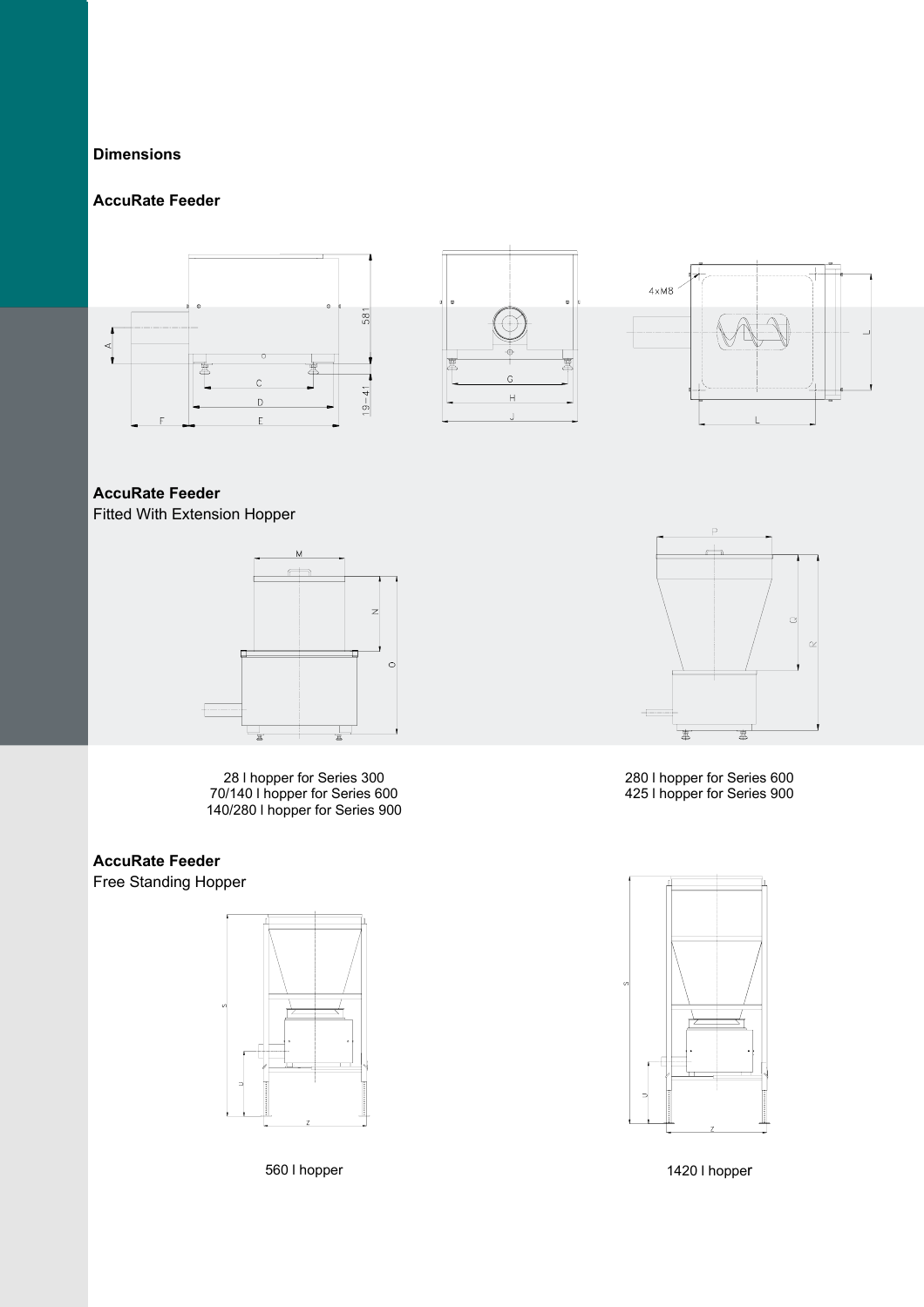## Dimensions

### AccuRate Feeder

### AccuRate Feeder
Fitted With Extension Hopper

28 l hopper for Series 300
70/140 l hopper for Series 600
140/280 l hopper for Series 900

280 l hopper for Series 600
425 l hopper for Series 900

### AccuRate Feeder
Free Standing Hopper

560 l hopper

1420 l hopper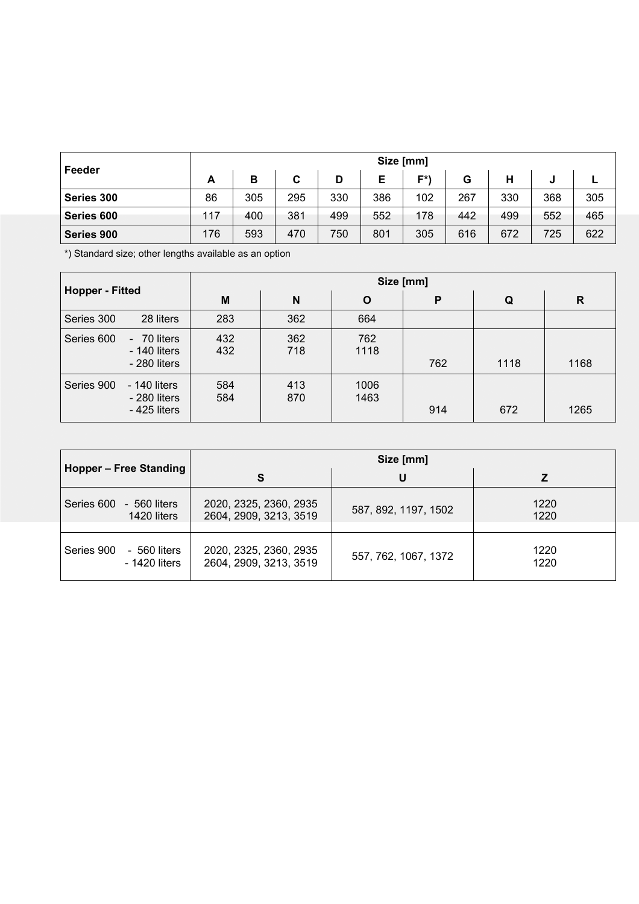| Feeder | Size [mm] | | | | | | | | | |
|---|---|---|---|---|---|---|---|---|---|---|
| | A | B | C | D | E | F*) | G | H | J | L |
| **Series 300** | 86 | 305 | 295 | 330 | 386 | 102 | 267 | 330 | 368 | 305 |
| **Series 600** | 117 | 400 | 381 | 499 | 552 | 178 | 442 | 499 | 552 | 465 |
| **Series 900** | 176 | 593 | 470 | 750 | 801 | 305 | 616 | 672 | 725 | 622 |

*) Standard size; other lengths available as an option

| Hopper - Fitted | Size [mm] | | | | | |
|---|---|---|---|---|---|---|
| | M | N | O | P | Q | R |
| Series 300 28 liters | 283 | 362 | 664 | | | |
| Series 600 - 70 liters | 432 | 362 | 762 | | | |
| Series 600 - 140 liters | 432 | 718 | 1118 | | | |
| Series 600 - 280 liters | | | | 762 | 1118 | 1168 |
| Series 900 - 140 liters | 584 | 413 | 1006 | | | |
| Series 900 - 280 liters | 584 | 870 | 1463 | | | |
| Series 900 - 425 liters | | | | 914 | 672 | 1265 |

| Hopper – Free Standing | Size [mm] | | |
|---|---|---|---|
| | S | U | Z |
| Series 600 - 560 liters | 2020, 2325, 2360, 2935 | 587, 892, 1197, 1502 | 1220 |
| Series 600 1420 liters | 2604, 2909, 3213, 3519 | | 1220 |
| Series 900 - 560 liters | 2020, 2325, 2360, 2935 | 557, 762, 1067, 1372 | 1220 |
| Series 900 - 1420 liters | 2604, 2909, 3213, 3519 | | 1220 |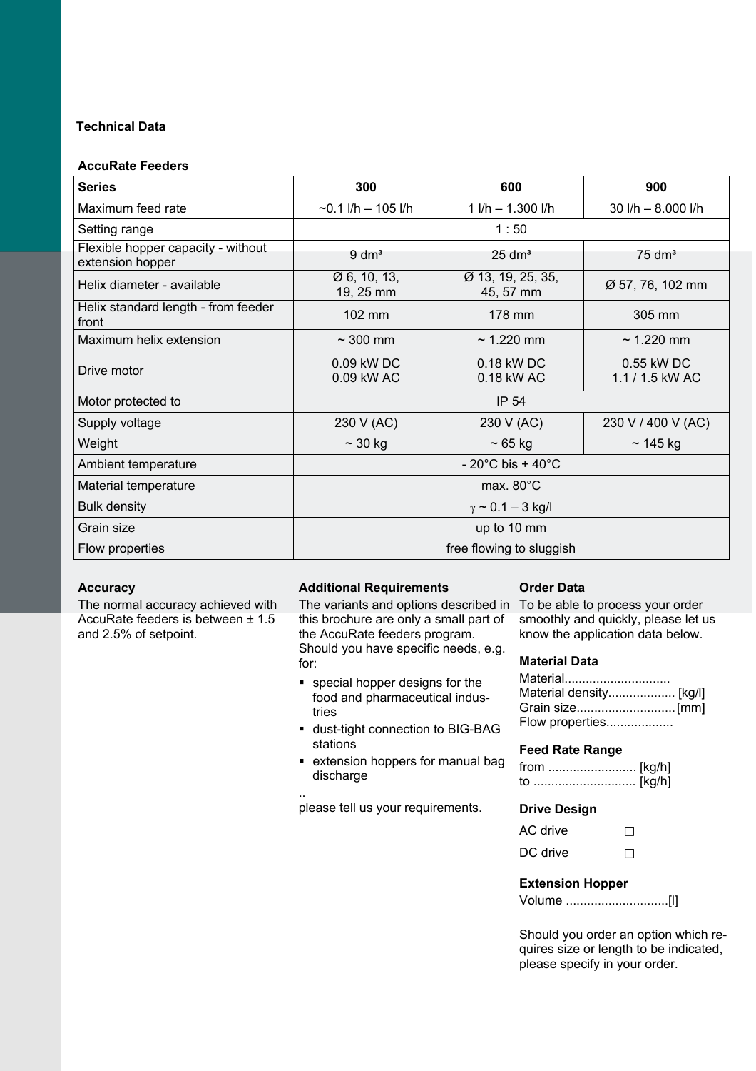## Technical Data

### AccuRate Feeders

| Series | 300 | 600 | 900 |
|---|---|---|---|
| Maximum feed rate | ~0.1 l/h – 105 l/h | 1 l/h – 1.300 l/h | 30 l/h – 8.000 l/h |
| Setting range | 1 : 50 | | |
| Flexible hopper capacity - without extension hopper | 9 dm³ | 25 dm³ | 75 dm³ |
| Helix diameter - available | Ø 6, 10, 13, 19, 25 mm | Ø 13, 19, 25, 35, 45, 57 mm | Ø 57, 76, 102 mm |
| Helix standard length - from feeder front | 102 mm | 178 mm | 305 mm |
| Maximum helix extension | ~ 300 mm | ~ 1.220 mm | ~ 1.220 mm |
| Drive motor | 0.09 kW DC<br>0.09 kW AC | 0.18 kW DC<br>0.18 kW AC | 0.55 kW DC<br>1.1 / 1.5 kW AC |
| Motor protected to | IP 54 | | |
| Supply voltage | 230 V (AC) | 230 V (AC) | 230 V / 400 V (AC) |
| Weight | ~ 30 kg | ~ 65 kg | ~ 145 kg |
| Ambient temperature | - 20°C bis + 40°C | | |
| Material temperature | max. 80°C | | |
| Bulk density | $\gamma$ ~ 0.1 – 3 kg/l | | |
| Grain size | up to 10 mm | | |
| Flow properties | free flowing to sluggish | | |

### Accuracy

The normal accuracy achieved with AccuRate feeders is between ± 1.5 and 2.5% of setpoint.

### Additional Requirements

The variants and options described in this brochure are only a small part of the AccuRate feeders program. Should you have specific needs, e.g. for:

- special hopper designs for the food and pharmaceutical industries
- dust-tight connection to BIG-BAG stations
- extension hoppers for manual bag discharge

..
please tell us your requirements.

### Order Data

To be able to process your order smoothly and quickly, please let us know the application data below.

#### Material Data

Material..............................
Material density................... [kg/l]
Grain size............................[mm]
Flow properties...................

#### Feed Rate Range

from ......................... [kg/h]
to ............................. [kg/h]

#### Drive Design

AC drive ☐

DC drive ☐

#### Extension Hopper

Volume .............................[l]

Should you order an option which requires size or length to be indicated, please specify in your order.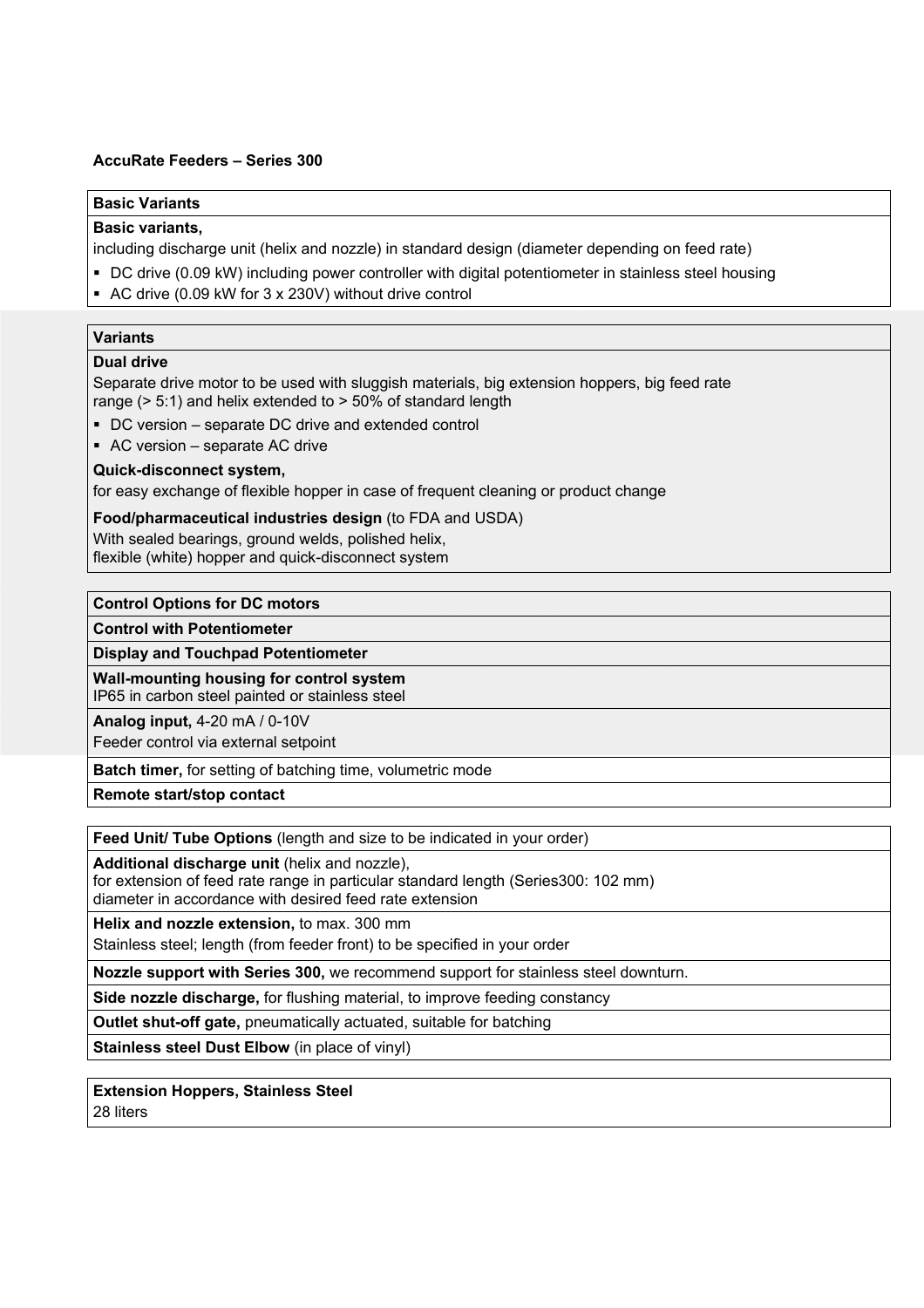**AccuRate Feeders – Series 300**

| **Basic Variants** |
|---|
| **Basic variants,**<br>including discharge unit (helix and nozzle) in standard design (diameter depending on feed rate)<br>▪ DC drive (0.09 kW) including power controller with digital potentiometer in stainless steel housing<br>▪ AC drive (0.09 kW for 3 x 230V) without drive control |

| **Variants** |
|---|
| **Dual drive**<br>Separate drive motor to be used with sluggish materials, big extension hoppers, big feed rate range (> 5:1) and helix extended to > 50% of standard length<br>▪ DC version – separate DC drive and extended control<br>▪ AC version – separate AC drive<br>**Quick-disconnect system,**<br>for easy exchange of flexible hopper in case of frequent cleaning or product change<br>**Food/pharmaceutical industries design** (to FDA and USDA)<br>With sealed bearings, ground welds, polished helix,<br>flexible (white) hopper and quick-disconnect system |

| **Control Options for DC motors** |
|---|
| **Control with Potentiometer** |
| **Display and Touchpad Potentiometer** |
| **Wall-mounting housing for control system**<br>IP65 in carbon steel painted or stainless steel |
| **Analog input,** 4-20 mA / 0-10V<br>Feeder control via external setpoint |
| **Batch timer,** for setting of batching time, volumetric mode |
| **Remote start/stop contact** |

| **Feed Unit/ Tube Options** (length and size to be indicated in your order) |
|---|
| **Additional discharge unit** (helix and nozzle),<br>for extension of feed rate range in particular standard length (Series300: 102 mm)<br>diameter in accordance with desired feed rate extension |
| **Helix and nozzle extension,** to max. 300 mm<br>Stainless steel; length (from feeder front) to be specified in your order |
| **Nozzle support with Series 300,** we recommend support for stainless steel downturn. |
| **Side nozzle discharge,** for flushing material, to improve feeding constancy |
| **Outlet shut-off gate,** pneumatically actuated, suitable for batching |
| **Stainless steel Dust Elbow** (in place of vinyl) |

| **Extension Hoppers, Stainless Steel** |
|---|
| 28 liters |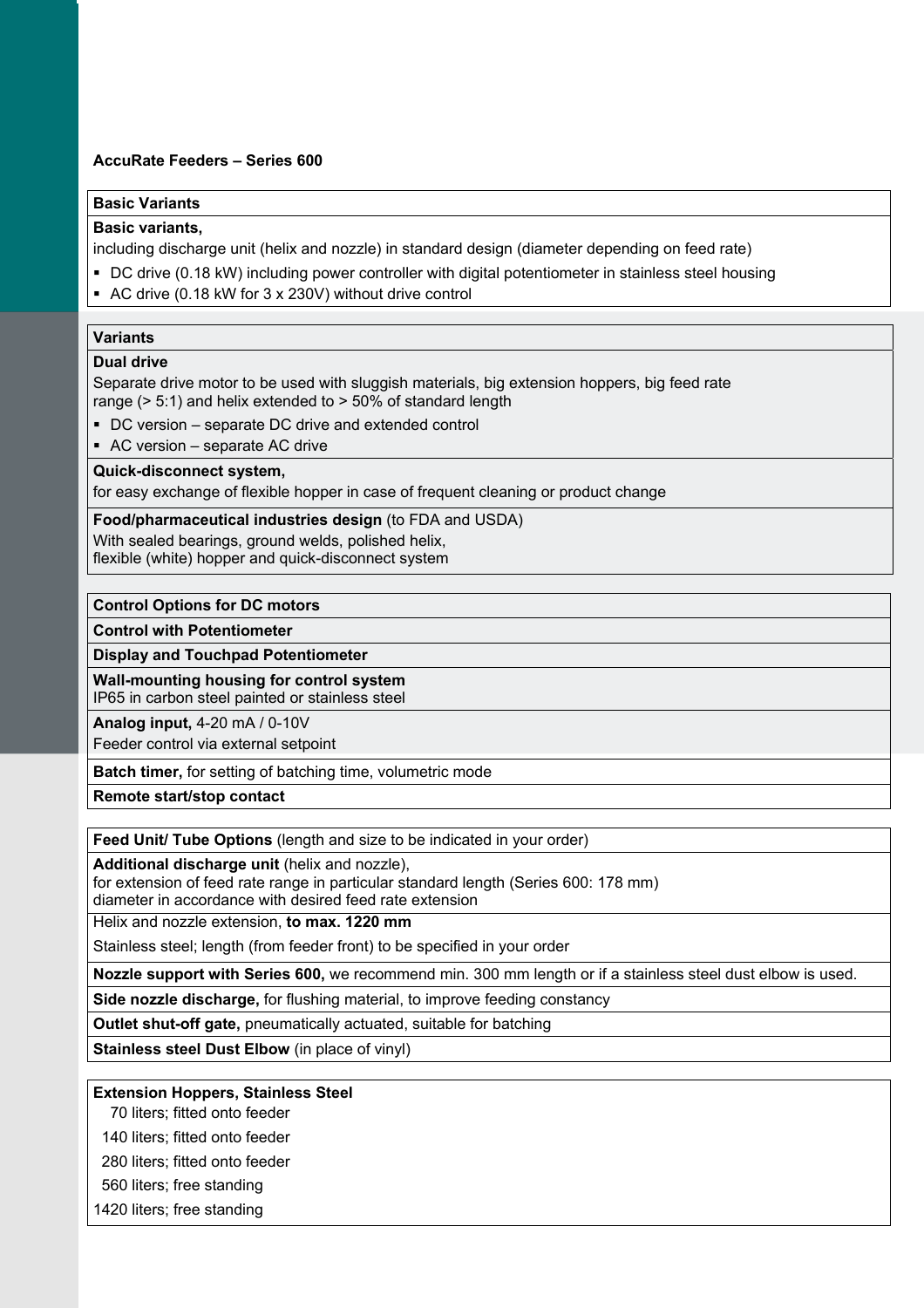**AccuRate Feeders – Series 600**

| **Basic Variants** |
|---|
| **Basic variants,**<br>including discharge unit (helix and nozzle) in standard design (diameter depending on feed rate)<br>▪ DC drive (0.18 kW) including power controller with digital potentiometer in stainless steel housing<br>▪ AC drive (0.18 kW for 3 x 230V) without drive control |

| **Variants** |
|---|
| **Dual drive**<br>Separate drive motor to be used with sluggish materials, big extension hoppers, big feed rate range (> 5:1) and helix extended to > 50% of standard length<br>▪ DC version – separate DC drive and extended control<br>▪ AC version – separate AC drive |
| **Quick-disconnect system,**<br>for easy exchange of flexible hopper in case of frequent cleaning or product change |
| **Food/pharmaceutical industries design** (to FDA and USDA)<br>With sealed bearings, ground welds, polished helix,<br>flexible (white) hopper and quick-disconnect system |

| **Control Options for DC motors** |
|---|
| **Control with Potentiometer** |
| **Display and Touchpad Potentiometer** |
| **Wall-mounting housing for control system**<br>IP65 in carbon steel painted or stainless steel |
| **Analog input,** 4-20 mA / 0-10V<br>Feeder control via external setpoint |
| **Batch timer,** for setting of batching time, volumetric mode |
| **Remote start/stop contact** |

| **Feed Unit/ Tube Options** (length and size to be indicated in your order) |
|---|
| **Additional discharge unit** (helix and nozzle),<br>for extension of feed rate range in particular standard length (Series 600: 178 mm)<br>diameter in accordance with desired feed rate extension |
| Helix and nozzle extension, **to max. 1220 mm**<br>Stainless steel; length (from feeder front) to be specified in your order |
| **Nozzle support with Series 600,** we recommend min. 300 mm length or if a stainless steel dust elbow is used. |
| **Side nozzle discharge,** for flushing material, to improve feeding constancy |
| **Outlet shut-off gate,** pneumatically actuated, suitable for batching |
| **Stainless steel Dust Elbow** (in place of vinyl) |

| **Extension Hoppers, Stainless Steel** |
|---|
| 70 liters; fitted onto feeder |
| 140 liters; fitted onto feeder |
| 280 liters; fitted onto feeder |
| 560 liters; free standing |
| 1420 liters; free standing |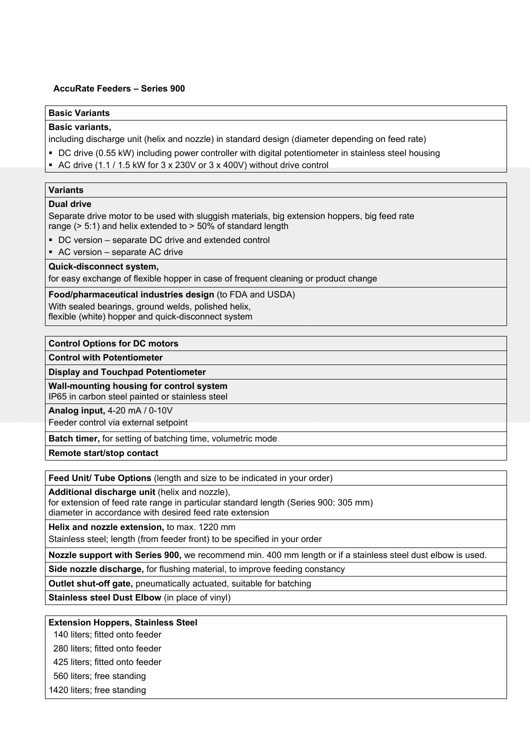**AccuRate Feeders – Series 900**

| **Basic Variants** |
|---|
| **Basic variants,**<br>including discharge unit (helix and nozzle) in standard design (diameter depending on feed rate)<br>▪ DC drive (0.55 kW) including power controller with digital potentiometer in stainless steel housing<br>▪ AC drive (1.1 / 1.5 kW for 3 x 230V or 3 x 400V) without drive control |

| **Variants** |
|---|
| **Dual drive**<br>Separate drive motor to be used with sluggish materials, big extension hoppers, big feed rate range (> 5:1) and helix extended to > 50% of standard length<br>▪ DC version – separate DC drive and extended control<br>▪ AC version – separate AC drive |
| **Quick-disconnect system,**<br>for easy exchange of flexible hopper in case of frequent cleaning or product change |
| **Food/pharmaceutical industries design** (to FDA and USDA)<br>With sealed bearings, ground welds, polished helix,<br>flexible (white) hopper and quick-disconnect system |

| **Control Options for DC motors** |
|---|
| **Control with Potentiometer** |
| **Display and Touchpad Potentiometer** |
| **Wall-mounting housing for control system**<br>IP65 in carbon steel painted or stainless steel |
| **Analog input,** 4-20 mA / 0-10V<br>Feeder control via external setpoint |
| **Batch timer,** for setting of batching time, volumetric mode |
| **Remote start/stop contact** |

| **Feed Unit/ Tube Options** (length and size to be indicated in your order) |
|---|
| **Additional discharge unit** (helix and nozzle),<br>for extension of feed rate range in particular standard length (Series 900: 305 mm)<br>diameter in accordance with desired feed rate extension |
| **Helix and nozzle extension,** to max. 1220 mm<br>Stainless steel; length (from feeder front) to be specified in your order |
| **Nozzle support with Series 900,** we recommend min. 400 mm length or if a stainless steel dust elbow is used. |
| **Side nozzle discharge,** for flushing material, to improve feeding constancy |
| **Outlet shut-off gate,** pneumatically actuated, suitable for batching |
| **Stainless steel Dust Elbow** (in place of vinyl) |

| **Extension Hoppers, Stainless Steel** |
|---|
| 140 liters; fitted onto feeder |
| 280 liters; fitted onto feeder |
| 425 liters; fitted onto feeder |
| 560 liters; free standing |
| 1420 liters; free standing |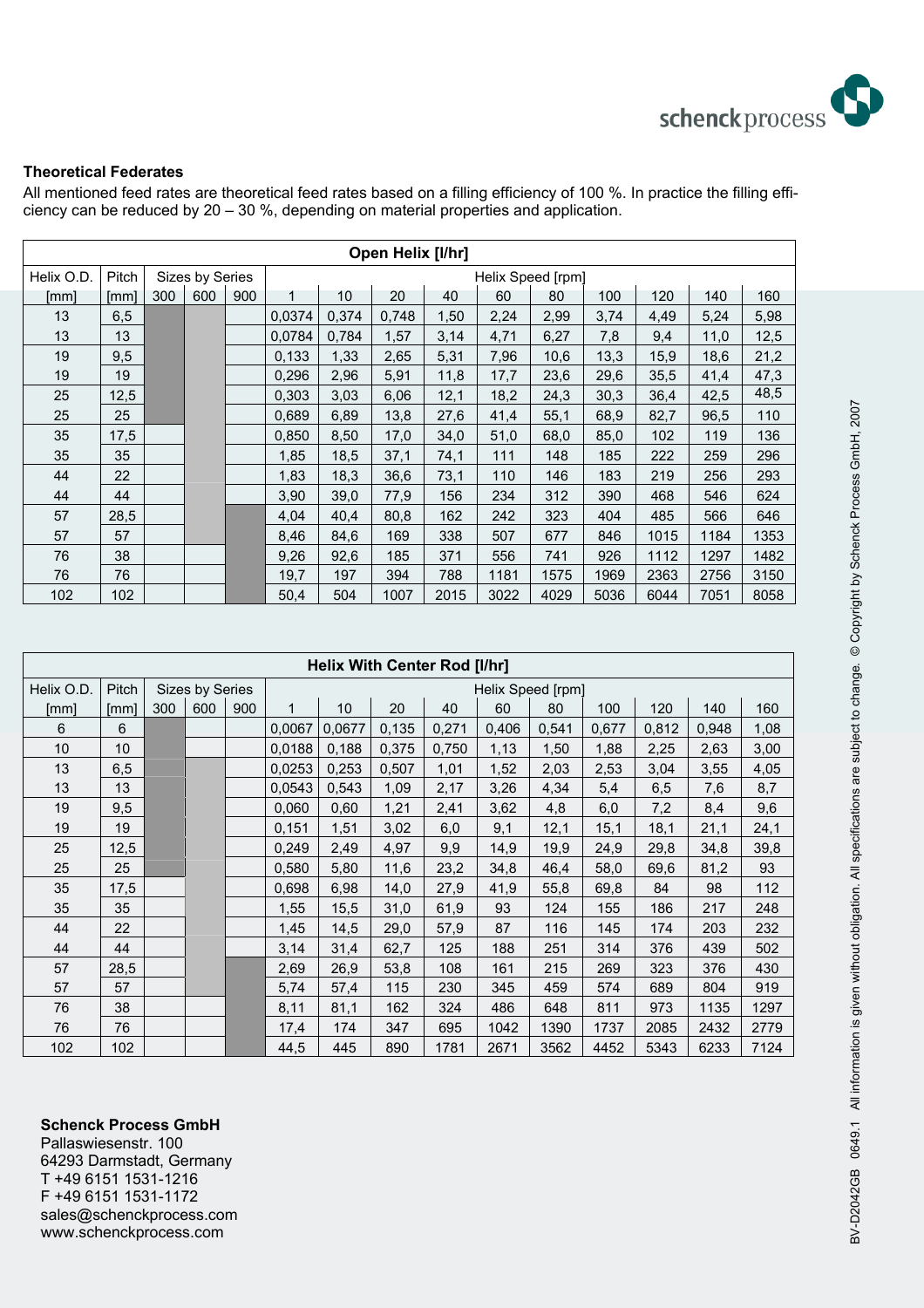**Theoretical Federates**

All mentioned feed rates are theoretical feed rates based on a filling efficiency of 100 %. In practice the filling efficiency can be reduced by 20 – 30 %, depending on material properties and application.

**Open Helix [l/hr]**

| Helix O.D. | Pitch | Sizes by Series | | | Helix Speed [rpm] | | | | | | | | | |
|---|---|---|---|---|---|---|---|---|---|---|---|---|---|---|
| [mm] | [mm] | 300 | 600 | 900 | 1 | 10 | 20 | 40 | 60 | 80 | 100 | 120 | 140 | 160 |
| 13 | 6,5 | ■ | ■ | | 0,0374 | 0,374 | 0,748 | 1,50 | 2,24 | 2,99 | 3,74 | 4,49 | 5,24 | 5,98 |
| 13 | 13 | ■ | ■ | | 0,0784 | 0,784 | 1,57 | 3,14 | 4,71 | 6,27 | 7,8 | 9,4 | 11,0 | 12,5 |
| 19 | 9,5 | ■ | ■ | | 0,133 | 1,33 | 2,65 | 5,31 | 7,96 | 10,6 | 13,3 | 15,9 | 18,6 | 21,2 |
| 19 | 19 | ■ | ■ | | 0,296 | 2,96 | 5,91 | 11,8 | 17,7 | 23,6 | 29,6 | 35,5 | 41,4 | 47,3 |
| 25 | 12,5 | ■ | ■ | | 0,303 | 3,03 | 6,06 | 12,1 | 18,2 | 24,3 | 30,3 | 36,4 | 42,5 | 48,5 |
| 25 | 25 | ■ | ■ | | 0,689 | 6,89 | 13,8 | 27,6 | 41,4 | 55,1 | 68,9 | 82,7 | 96,5 | 110 |
| 35 | 17,5 | | ■ | | 0,850 | 8,50 | 17,0 | 34,0 | 51,0 | 68,0 | 85,0 | 102 | 119 | 136 |
| 35 | 35 | | ■ | | 1,85 | 18,5 | 37,1 | 74,1 | 111 | 148 | 185 | 222 | 259 | 296 |
| 44 | 22 | | ■ | | 1,83 | 18,3 | 36,6 | 73,1 | 110 | 146 | 183 | 219 | 256 | 293 |
| 44 | 44 | | ■ | | 3,90 | 39,0 | 77,9 | 156 | 234 | 312 | 390 | 468 | 546 | 624 |
| 57 | 28,5 | | ■ | ■ | 4,04 | 40,4 | 80,8 | 162 | 242 | 323 | 404 | 485 | 566 | 646 |
| 57 | 57 | | ■ | ■ | 8,46 | 84,6 | 169 | 338 | 507 | 677 | 846 | 1015 | 1184 | 1353 |
| 76 | 38 | | | ■ | 9,26 | 92,6 | 185 | 371 | 556 | 741 | 926 | 1112 | 1297 | 1482 |
| 76 | 76 | | | ■ | 19,7 | 197 | 394 | 788 | 1181 | 1575 | 1969 | 2363 | 2756 | 3150 |
| 102 | 102 | | | ■ | 50,4 | 504 | 1007 | 2015 | 3022 | 4029 | 5036 | 6044 | 7051 | 8058 |

**Helix With Center Rod [l/hr]**

| Helix O.D. | Pitch | Sizes by Series | | | Helix Speed [rpm] | | | | | | | | | |
|---|---|---|---|---|---|---|---|---|---|---|---|---|---|---|
| [mm] | [mm] | 300 | 600 | 900 | 1 | 10 | 20 | 40 | 60 | 80 | 100 | 120 | 140 | 160 |
| 6 | 6 | ■ | | | 0,0067 | 0,0677 | 0,135 | 0,271 | 0,406 | 0,541 | 0,677 | 0,812 | 0,948 | 1,08 |
| 10 | 10 | ■ | | | 0,0188 | 0,188 | 0,375 | 0,750 | 1,13 | 1,50 | 1,88 | 2,25 | 2,63 | 3,00 |
| 13 | 6,5 | ■ | ■ | | 0,0253 | 0,253 | 0,507 | 1,01 | 1,52 | 2,03 | 2,53 | 3,04 | 3,55 | 4,05 |
| 13 | 13 | ■ | ■ | | 0,0543 | 0,543 | 1,09 | 2,17 | 3,26 | 4,34 | 5,4 | 6,5 | 7,6 | 8,7 |
| 19 | 9,5 | ■ | ■ | | 0,060 | 0,60 | 1,21 | 2,41 | 3,62 | 4,8 | 6,0 | 7,2 | 8,4 | 9,6 |
| 19 | 19 | ■ | ■ | | 0,151 | 1,51 | 3,02 | 6,0 | 9,1 | 12,1 | 15,1 | 18,1 | 21,1 | 24,1 |
| 25 | 12,5 | ■ | ■ | | 0,249 | 2,49 | 4,97 | 9,9 | 14,9 | 19,9 | 24,9 | 29,8 | 34,8 | 39,8 |
| 25 | 25 | ■ | ■ | | 0,580 | 5,80 | 11,6 | 23,2 | 34,8 | 46,4 | 58,0 | 69,6 | 81,2 | 93 |
| 35 | 17,5 | | ■ | | 0,698 | 6,98 | 14,0 | 27,9 | 41,9 | 55,8 | 69,8 | 84 | 98 | 112 |
| 35 | 35 | | ■ | | 1,55 | 15,5 | 31,0 | 61,9 | 93 | 124 | 155 | 186 | 217 | 248 |
| 44 | 22 | | ■ | | 1,45 | 14,5 | 29,0 | 57,9 | 87 | 116 | 145 | 174 | 203 | 232 |
| 44 | 44 | | ■ | | 3,14 | 31,4 | 62,7 | 125 | 188 | 251 | 314 | 376 | 439 | 502 |
| 57 | 28,5 | | ■ | ■ | 2,69 | 26,9 | 53,8 | 108 | 161 | 215 | 269 | 323 | 376 | 430 |
| 57 | 57 | | ■ | ■ | 5,74 | 57,4 | 115 | 230 | 345 | 459 | 574 | 689 | 804 | 919 |
| 76 | 38 | | | ■ | 8,11 | 81,1 | 162 | 324 | 486 | 648 | 811 | 973 | 1135 | 1297 |
| 76 | 76 | | | ■ | 17,4 | 174 | 347 | 695 | 1042 | 1390 | 1737 | 2085 | 2432 | 2779 |
| 102 | 102 | | | ■ | 44,5 | 445 | 890 | 1781 | 2671 | 3562 | 4452 | 5343 | 6233 | 7124 |

**Schenck Process GmbH**
Pallaswiesenstr. 100
64293 Darmstadt, Germany
T +49 6151 1531-1216
F +49 6151 1531-1172
sales@schenckprocess.com
www.schenckprocess.com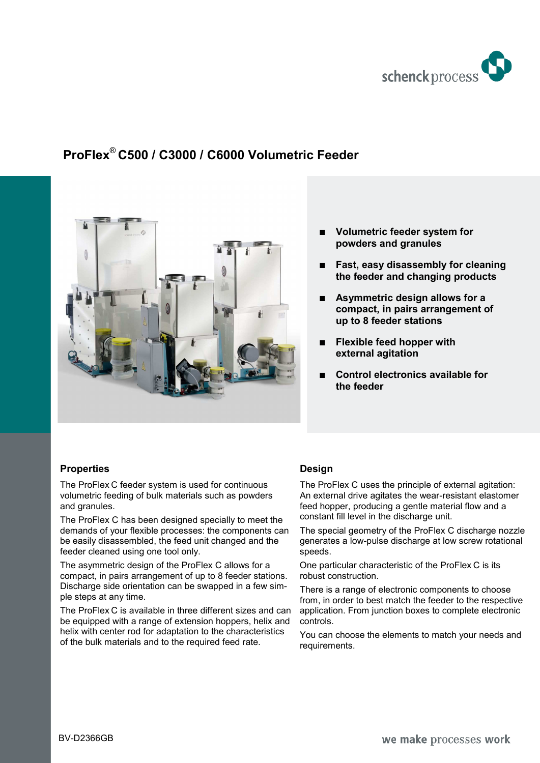# ProFlex® C500 / C3000 / C6000 Volumetric Feeder

- **Volumetric feeder system for powders and granules**
- **Fast, easy disassembly for cleaning the feeder and changing products**
- **Asymmetric design allows for a compact, in pairs arrangement of up to 8 feeder stations**
- **Flexible feed hopper with external agitation**
- **Control electronics available for the feeder**

## Properties

The ProFlex C feeder system is used for continuous volumetric feeding of bulk materials such as powders and granules.

The ProFlex C has been designed specially to meet the demands of your flexible processes: the components can be easily disassembled, the feed unit changed and the feeder cleaned using one tool only.

The asymmetric design of the ProFlex C allows for a compact, in pairs arrangement of up to 8 feeder stations. Discharge side orientation can be swapped in a few simple steps at any time.

The ProFlex C is available in three different sizes and can be equipped with a range of extension hoppers, helix and helix with center rod for adaptation to the characteristics of the bulk materials and to the required feed rate.

## Design

The ProFlex C uses the principle of external agitation: An external drive agitates the wear-resistant elastomer feed hopper, producing a gentle material flow and a constant fill level in the discharge unit.

The special geometry of the ProFlex C discharge nozzle generates a low-pulse discharge at low screw rotational speeds.

One particular characteristic of the ProFlex C is its robust construction.

There is a range of electronic components to choose from, in order to best match the feeder to the respective application. From junction boxes to complete electronic controls.

You can choose the elements to match your needs and requirements.

BV-D2366GB